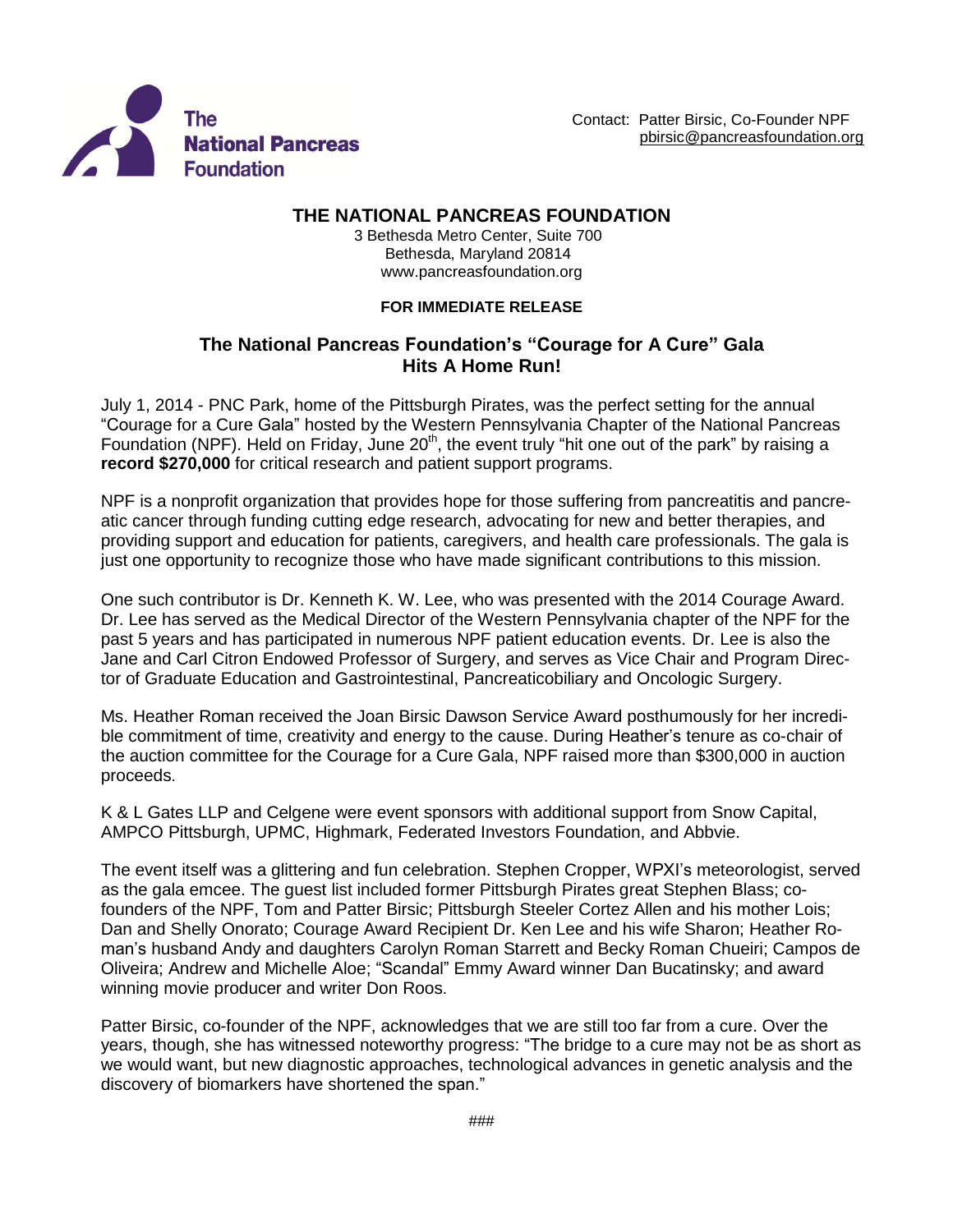The National Pancreas Foundation

Contact: Patter Birsic, Co-Founder NPF
pbirsic@pancreasfoundation.org

# THE NATIONAL PANCREAS FOUNDATION

3 Bethesda Metro Center, Suite 700
Bethesda, Maryland 20814
www.pancreasfoundation.org

**FOR IMMEDIATE RELEASE**

## The National Pancreas Foundation's "Courage for A Cure" Gala Hits A Home Run!

July 1, 2014 - PNC Park, home of the Pittsburgh Pirates, was the perfect setting for the annual "Courage for a Cure Gala" hosted by the Western Pennsylvania Chapter of the National Pancreas Foundation (NPF). Held on Friday, June 20th, the event truly "hit one out of the park" by raising a **record $270,000** for critical research and patient support programs.

NPF is a nonprofit organization that provides hope for those suffering from pancreatitis and pancreatic cancer through funding cutting edge research, advocating for new and better therapies, and providing support and education for patients, caregivers, and health care professionals. The gala is just one opportunity to recognize those who have made significant contributions to this mission.

One such contributor is Dr. Kenneth K. W. Lee, who was presented with the 2014 Courage Award. Dr. Lee has served as the Medical Director of the Western Pennsylvania chapter of the NPF for the past 5 years and has participated in numerous NPF patient education events. Dr. Lee is also the Jane and Carl Citron Endowed Professor of Surgery, and serves as Vice Chair and Program Director of Graduate Education and Gastrointestinal, Pancreaticobiliary and Oncologic Surgery.

Ms. Heather Roman received the Joan Birsic Dawson Service Award posthumously for her incredible commitment of time, creativity and energy to the cause. During Heather's tenure as co-chair of the auction committee for the Courage for a Cure Gala, NPF raised more than $300,000 in auction proceeds.

K & L Gates LLP and Celgene were event sponsors with additional support from Snow Capital, AMPCO Pittsburgh, UPMC, Highmark, Federated Investors Foundation, and Abbvie.

The event itself was a glittering and fun celebration. Stephen Cropper, WPXI's meteorologist, served as the gala emcee. The guest list included former Pittsburgh Pirates great Stephen Blass; co-founders of the NPF, Tom and Patter Birsic; Pittsburgh Steeler Cortez Allen and his mother Lois; Dan and Shelly Onorato; Courage Award Recipient Dr. Ken Lee and his wife Sharon; Heather Roman's husband Andy and daughters Carolyn Roman Starrett and Becky Roman Chueiri; Campos de Oliveira; Andrew and Michelle Aloe; "Scandal" Emmy Award winner Dan Bucatinsky; and award winning movie producer and writer Don Roos.

Patter Birsic, co-founder of the NPF, acknowledges that we are still too far from a cure. Over the years, though, she has witnessed noteworthy progress: "The bridge to a cure may not be as short as we would want, but new diagnostic approaches, technological advances in genetic analysis and the discovery of biomarkers have shortened the span."

###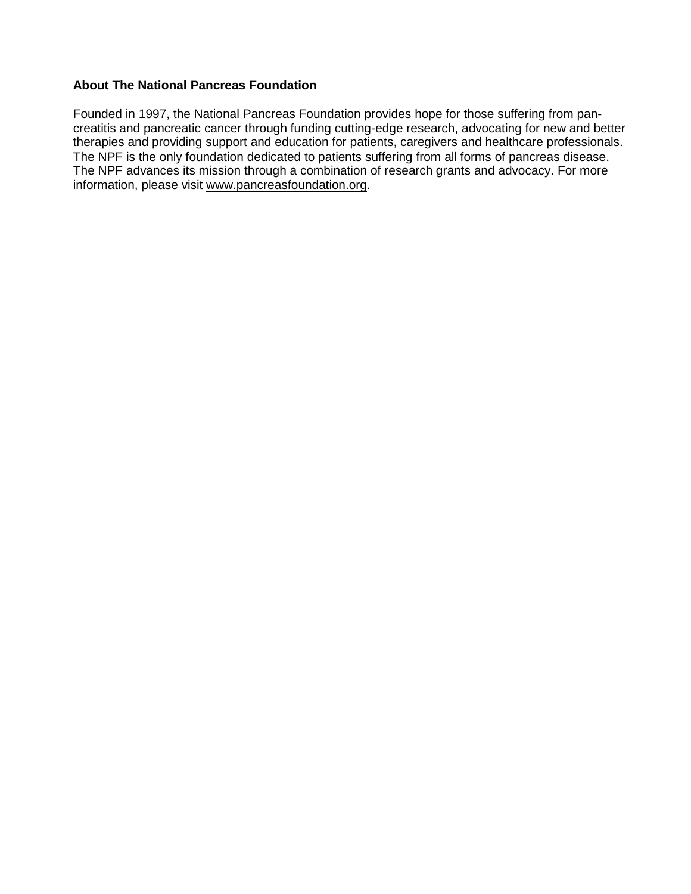**About The National Pancreas Foundation**

Founded in 1997, the National Pancreas Foundation provides hope for those suffering from pancreatitis and pancreatic cancer through funding cutting-edge research, advocating for new and better therapies and providing support and education for patients, caregivers and healthcare professionals. The NPF is the only foundation dedicated to patients suffering from all forms of pancreas disease. The NPF advances its mission through a combination of research grants and advocacy. For more information, please visit www.pancreasfoundation.org.